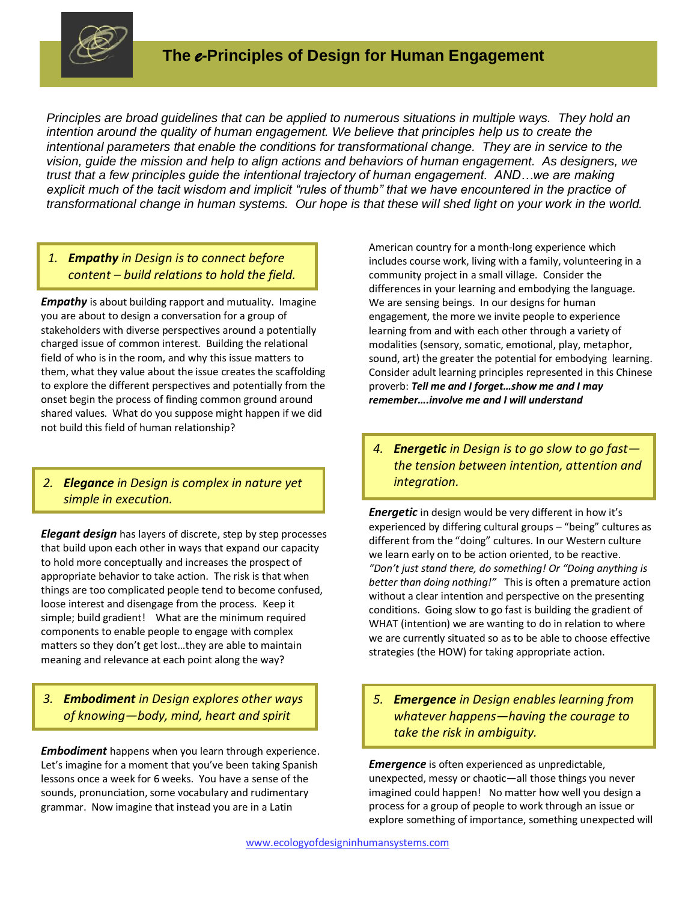# The *e*-Principles of Design for Human Engagement

*Principles are broad guidelines that can be applied to numerous situations in multiple ways. They hold an intention around the quality of human engagement. We believe that principles help us to create the intentional parameters that enable the conditions for transformational change. They are in service to the vision, guide the mission and help to align actions and behaviors of human engagement. As designers, we trust that a few principles guide the intentional trajectory of human engagement. AND…we are making explicit much of the tacit wisdom and implicit "rules of thumb" that we have encountered in the practice of transformational change in human systems. Our hope is that these will shed light on your work in the world.*

### 1. *Empathy in Design is to connect before content – build relations to hold the field.*

***Empathy*** is about building rapport and mutuality. Imagine you are about to design a conversation for a group of stakeholders with diverse perspectives around a potentially charged issue of common interest. Building the relational field of who is in the room, and why this issue matters to them, what they value about the issue creates the scaffolding to explore the different perspectives and potentially from the onset begin the process of finding common ground around shared values. What do you suppose might happen if we did not build this field of human relationship?

### 2. *Elegance in Design is complex in nature yet simple in execution.*

***Elegant design*** has layers of discrete, step by step processes that build upon each other in ways that expand our capacity to hold more conceptually and increases the prospect of appropriate behavior to take action. The risk is that when things are too complicated people tend to become confused, loose interest and disengage from the process. Keep it simple; build gradient! What are the minimum required components to enable people to engage with complex matters so they don't get lost…they are able to maintain meaning and relevance at each point along the way?

### 3. *Embodiment in Design explores other ways of knowing—body, mind, heart and spirit*

***Embodiment*** happens when you learn through experience. Let's imagine for a moment that you've been taking Spanish lessons once a week for 6 weeks. You have a sense of the sounds, pronunciation, some vocabulary and rudimentary grammar. Now imagine that instead you are in a Latin American country for a month-long experience which includes course work, living with a family, volunteering in a community project in a small village. Consider the differences in your learning and embodying the language. We are sensing beings. In our designs for human engagement, the more we invite people to experience learning from and with each other through a variety of modalities (sensory, somatic, emotional, play, metaphor, sound, art) the greater the potential for embodying learning. Consider adult learning principles represented in this Chinese proverb: ***Tell me and I forget…show me and I may remember….involve me and I will understand***

### 4. *Energetic in Design is to go slow to go fast—the tension between intention, attention and integration.*

***Energetic*** in design would be very different in how it's experienced by differing cultural groups – "being" cultures as different from the "doing" cultures. In our Western culture we learn early on to be action oriented, to be reactive. *"Don't just stand there, do something! Or "Doing anything is better than doing nothing!"* This is often a premature action without a clear intention and perspective on the presenting conditions. Going slow to go fast is building the gradient of WHAT (intention) we are wanting to do in relation to where we are currently situated so as to be able to choose effective strategies (the HOW) for taking appropriate action.

### 5. *Emergence in Design enables learning from whatever happens—having the courage to take the risk in ambiguity.*

***Emergence*** is often experienced as unpredictable, unexpected, messy or chaotic—all those things you never imagined could happen! No matter how well you design a process for a group of people to work through an issue or explore something of importance, something unexpected will

www.ecologyofdesigninhumansystems.com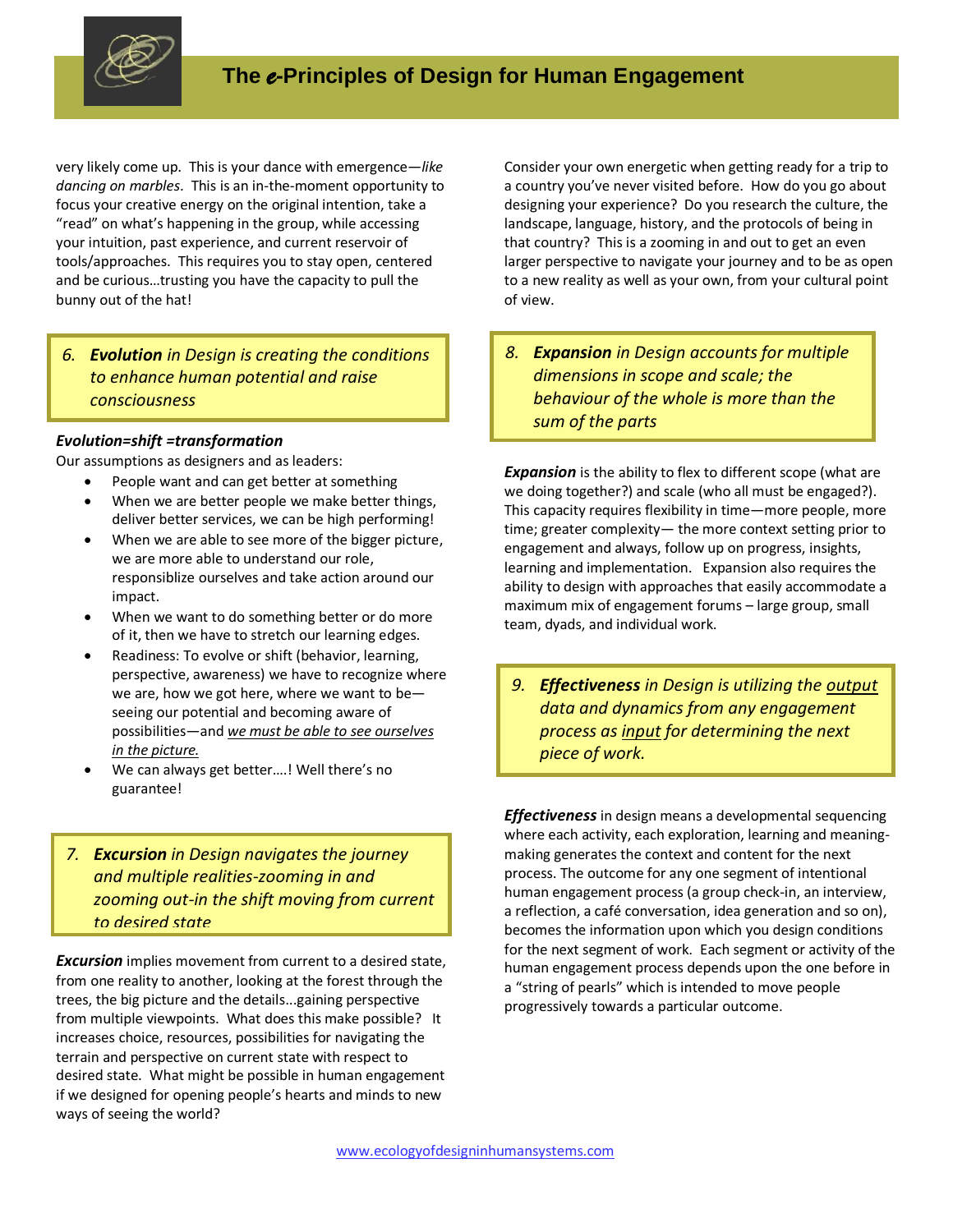very likely come up. This is your dance with emergence—*like dancing on marbles*. This is an in-the-moment opportunity to focus your creative energy on the original intention, take a "read" on what's happening in the group, while accessing your intuition, past experience, and current reservoir of tools/approaches. This requires you to stay open, centered and be curious…trusting you have the capacity to pull the bunny out of the hat!

> *6. **Evolution** in Design is creating the conditions to enhance human potential and raise consciousness*

***Evolution=shift =transformation***

Our assumptions as designers and as leaders:

- People want and can get better at something
- When we are better people we make better things, deliver better services, we can be high performing!
- When we are able to see more of the bigger picture, we are more able to understand our role, responsiblize ourselves and take action around our impact.
- When we want to do something better or do more of it, then we have to stretch our learning edges.
- Readiness: To evolve or shift (behavior, learning, perspective, awareness) we have to recognize where we are, how we got here, where we want to be—seeing our potential and becoming aware of possibilities—and ***we must be able to see ourselves in the picture.***
- We can always get better….! Well there's no guarantee!

> *7. **Excursion** in Design navigates the journey and multiple realities-zooming in and zooming out-in the shift moving from current to desired state*

***Excursion*** implies movement from current to a desired state, from one reality to another, looking at the forest through the trees, the big picture and the details...gaining perspective from multiple viewpoints. What does this make possible? It increases choice, resources, possibilities for navigating the terrain and perspective on current state with respect to desired state. What might be possible in human engagement if we designed for opening people's hearts and minds to new ways of seeing the world?

Consider your own energetic when getting ready for a trip to a country you've never visited before. How do you go about designing your experience? Do you research the culture, the landscape, language, history, and the protocols of being in that country? This is a zooming in and out to get an even larger perspective to navigate your journey and to be as open to a new reality as well as your own, from your cultural point of view.

> *8. **Expansion** in Design accounts for multiple dimensions in scope and scale; the behaviour of the whole is more than the sum of the parts*

***Expansion*** is the ability to flex to different scope (what are we doing together?) and scale (who all must be engaged?). This capacity requires flexibility in time—more people, more time; greater complexity— the more context setting prior to engagement and always, follow up on progress, insights, learning and implementation. Expansion also requires the ability to design with approaches that easily accommodate a maximum mix of engagement forums – large group, small team, dyads, and individual work.

> *9. **Effectiveness** in Design is utilizing the output data and dynamics from any engagement process as input for determining the next piece of work.*

***Effectiveness*** in design means a developmental sequencing where each activity, each exploration, learning and meaning-making generates the context and content for the next process. The outcome for any one segment of intentional human engagement process (a group check-in, an interview, a reflection, a café conversation, idea generation and so on), becomes the information upon which you design conditions for the next segment of work. Each segment or activity of the human engagement process depends upon the one before in a "string of pearls" which is intended to move people progressively towards a particular outcome.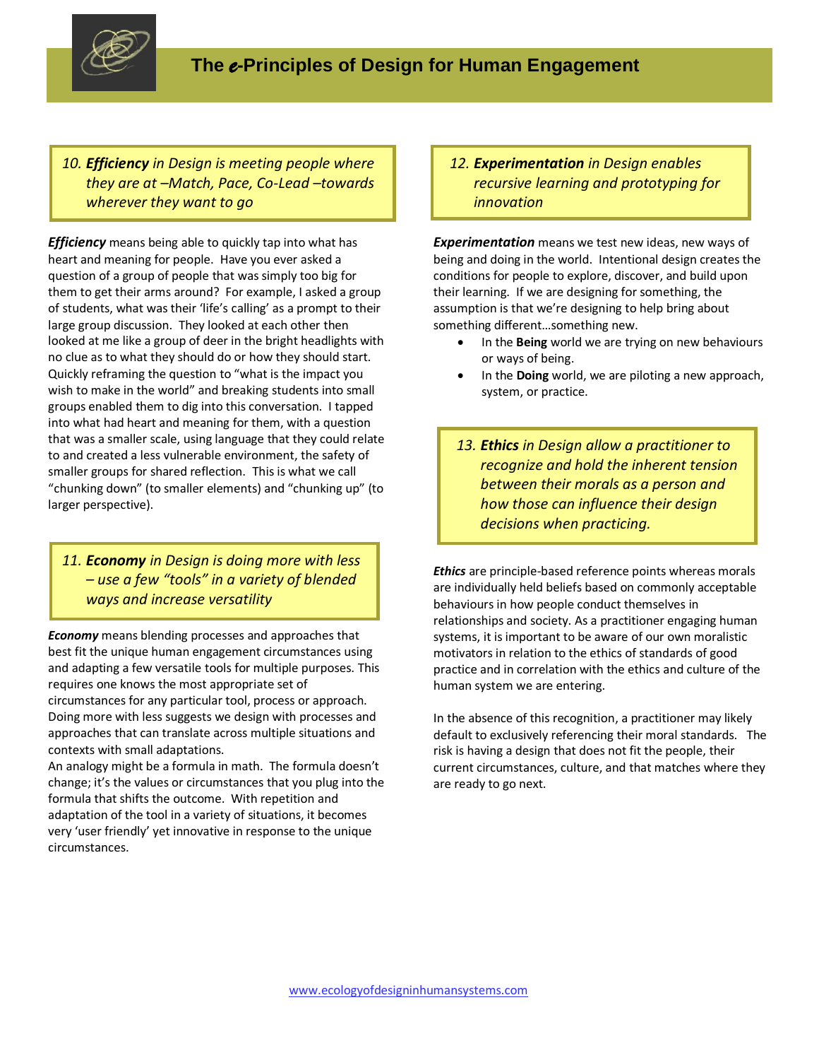# The *e*-Principles of Design for Human Engagement

> *10. **Efficiency** in Design is meeting people where they are at –Match, Pace, Co-Lead –towards wherever they want to go*

***Efficiency*** means being able to quickly tap into what has heart and meaning for people. Have you ever asked a question of a group of people that was simply too big for them to get their arms around? For example, I asked a group of students, what was their 'life's calling' as a prompt to their large group discussion. They looked at each other then looked at me like a group of deer in the bright headlights with no clue as to what they should do or how they should start. Quickly reframing the question to "what is the impact you wish to make in the world" and breaking students into small groups enabled them to dig into this conversation. I tapped into what had heart and meaning for them, with a question that was a smaller scale, using language that they could relate to and created a less vulnerable environment, the safety of smaller groups for shared reflection. This is what we call "chunking down" (to smaller elements) and "chunking up" (to larger perspective).

> *11. **Economy** in Design is doing more with less – use a few "tools" in a variety of blended ways and increase versatility*

***Economy*** means blending processes and approaches that best fit the unique human engagement circumstances using and adapting a few versatile tools for multiple purposes. This requires one knows the most appropriate set of circumstances for any particular tool, process or approach. Doing more with less suggests we design with processes and approaches that can translate across multiple situations and contexts with small adaptations.
An analogy might be a formula in math. The formula doesn't change; it's the values or circumstances that you plug into the formula that shifts the outcome. With repetition and adaptation of the tool in a variety of situations, it becomes very 'user friendly' yet innovative in response to the unique circumstances.

> *12. **Experimentation** in Design enables recursive learning and prototyping for innovation*

***Experimentation*** means we test new ideas, new ways of being and doing in the world. Intentional design creates the conditions for people to explore, discover, and build upon their learning. If we are designing for something, the assumption is that we're designing to help bring about something different…something new.

- In the **Being** world we are trying on new behaviours or ways of being.
- In the **Doing** world, we are piloting a new approach, system, or practice.

> *13. **Ethics** in Design allow a practitioner to recognize and hold the inherent tension between their morals as a person and how those can influence their design decisions when practicing.*

***Ethics*** are principle-based reference points whereas morals are individually held beliefs based on commonly acceptable behaviours in how people conduct themselves in relationships and society. As a practitioner engaging human systems, it is important to be aware of our own moralistic motivators in relation to the ethics of standards of good practice and in correlation with the ethics and culture of the human system we are entering.

In the absence of this recognition, a practitioner may likely default to exclusively referencing their moral standards. The risk is having a design that does not fit the people, their current circumstances, culture, and that matches where they are ready to go next.

www.ecologyofdesigninhumansystems.com